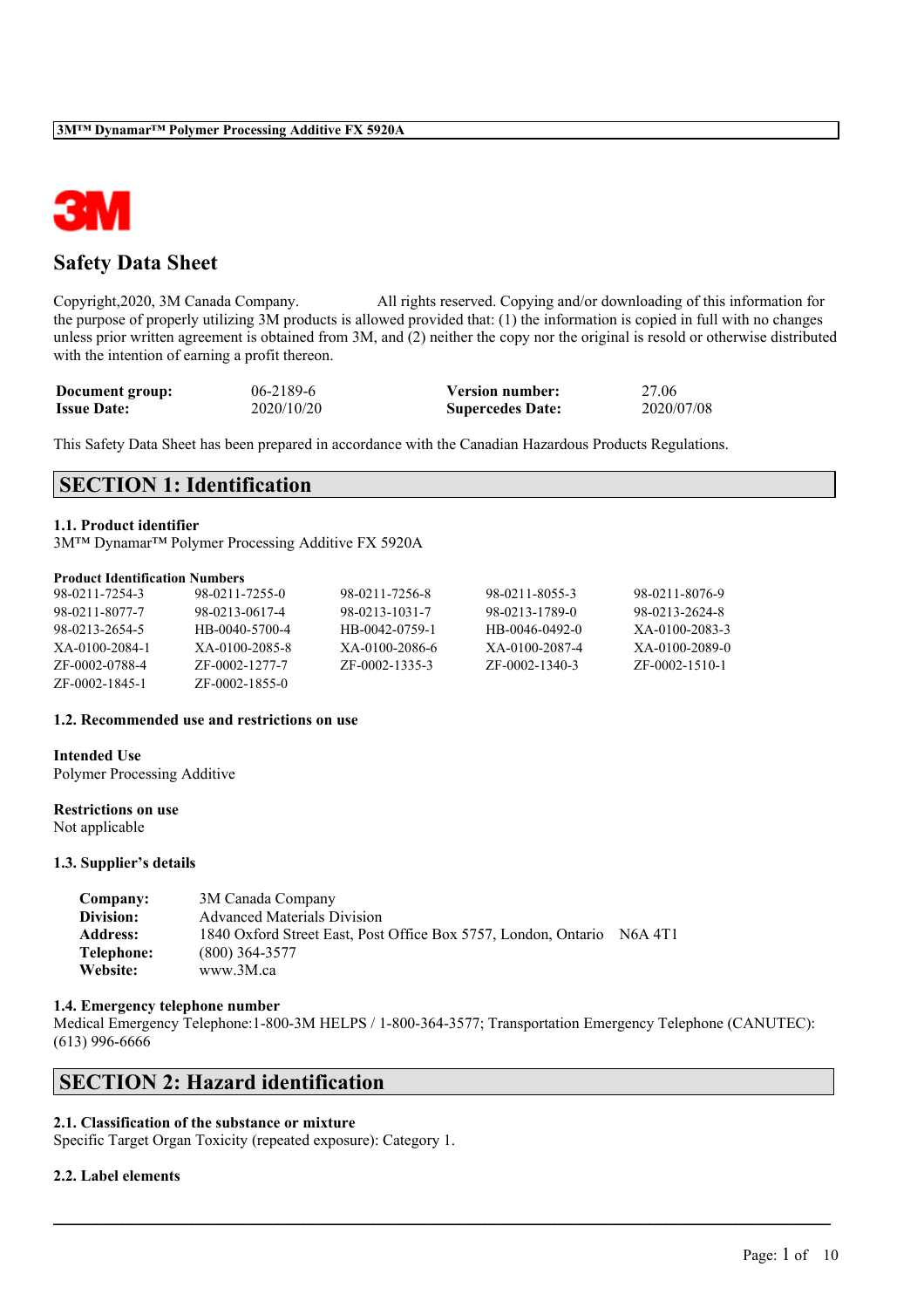# Safety Data Sheet

Copyright,2020, 3M Canada Company. All rights reserved. Copying and/or downloading of this information for the purpose of properly utilizing 3M products is allowed provided that: (1) the information is copied in full with no changes unless prior written agreement is obtained from 3M, and (2) neither the copy nor the original is resold or otherwise distributed with the intention of earning a profit thereon.

| | | | |
|---|---|---|---|
| **Document group:** | 06-2189-6 | **Version number:** | 27.06 |
| **Issue Date:** | 2020/10/20 | **Supercedes Date:** | 2020/07/08 |

This Safety Data Sheet has been prepared in accordance with the Canadian Hazardous Products Regulations.

## SECTION 1: Identification

### 1.1. Product identifier

3M™ Dynamar™ Polymer Processing Additive FX 5920A

**Product Identification Numbers**

| | | | | |
|---|---|---|---|---|
| 98-0211-7254-3 | 98-0211-7255-0 | 98-0211-7256-8 | 98-0211-8055-3 | 98-0211-8076-9 |
| 98-0211-8077-7 | 98-0213-0617-4 | 98-0213-1031-7 | 98-0213-1789-0 | 98-0213-2624-8 |
| 98-0213-2654-5 | HB-0040-5700-4 | HB-0042-0759-1 | HB-0046-0492-0 | XA-0100-2083-3 |
| XA-0100-2084-1 | XA-0100-2085-8 | XA-0100-2086-6 | XA-0100-2087-4 | XA-0100-2089-0 |
| ZF-0002-0788-4 | ZF-0002-1277-7 | ZF-0002-1335-3 | ZF-0002-1340-3 | ZF-0002-1510-1 |
| ZF-0002-1845-1 | ZF-0002-1855-0 | | | |

### 1.2. Recommended use and restrictions on use

**Intended Use**

Polymer Processing Additive

**Restrictions on use**

Not applicable

### 1.3. Supplier's details

**Company:** 3M Canada Company
**Division:** Advanced Materials Division
**Address:** 1840 Oxford Street East, Post Office Box 5757, London, Ontario N6A 4T1
**Telephone:** (800) 364-3577
**Website:** www.3M.ca

### 1.4. Emergency telephone number

Medical Emergency Telephone:1-800-3M HELPS / 1-800-364-3577; Transportation Emergency Telephone (CANUTEC): (613) 996-6666

## SECTION 2: Hazard identification

### 2.1. Classification of the substance or mixture

Specific Target Organ Toxicity (repeated exposure): Category 1.

### 2.2. Label elements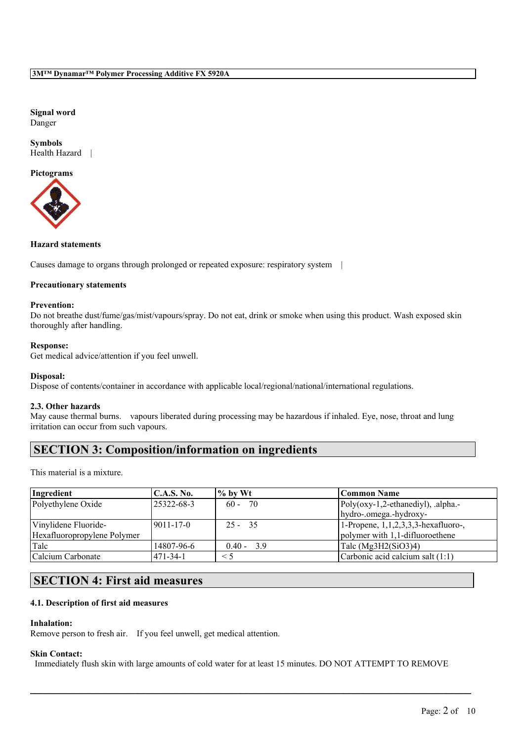**Signal word**
Danger

**Symbols**
Health Hazard |

**Pictograms**

**Hazard statements**

Causes damage to organs through prolonged or repeated exposure: respiratory system |

**Precautionary statements**

**Prevention:**
Do not breathe dust/fume/gas/mist/vapours/spray. Do not eat, drink or smoke when using this product. Wash exposed skin thoroughly after handling.

**Response:**
Get medical advice/attention if you feel unwell.

**Disposal:**
Dispose of contents/container in accordance with applicable local/regional/national/international regulations.

**2.3. Other hazards**
May cause thermal burns. vapours liberated during processing may be hazardous if inhaled. Eye, nose, throat and lung irritation can occur from such vapours.

## SECTION 3: Composition/information on ingredients

This material is a mixture.

| Ingredient | C.A.S. No. | % by Wt | Common Name |
|---|---|---|---|
| Polyethylene Oxide | 25322-68-3 | 60 - 70 | Poly(oxy-1,2-ethanediyl), .alpha.-hydro-.omega.-hydroxy- |
| Vinylidene Fluoride-Hexafluoropropylene Polymer | 9011-17-0 | 25 - 35 | 1-Propene, 1,1,2,3,3,3-hexafluoro-, polymer with 1,1-difluoroethene |
| Talc | 14807-96-6 | 0.40 - 3.9 | Talc ($Mg_3H_2(SiO_3)_4$) |
| Calcium Carbonate | 471-34-1 | < 5 | Carbonic acid calcium salt (1:1) |

## SECTION 4: First aid measures

**4.1. Description of first aid measures**

**Inhalation:**
Remove person to fresh air. If you feel unwell, get medical attention.

**Skin Contact:**
Immediately flush skin with large amounts of cold water for at least 15 minutes. DO NOT ATTEMPT TO REMOVE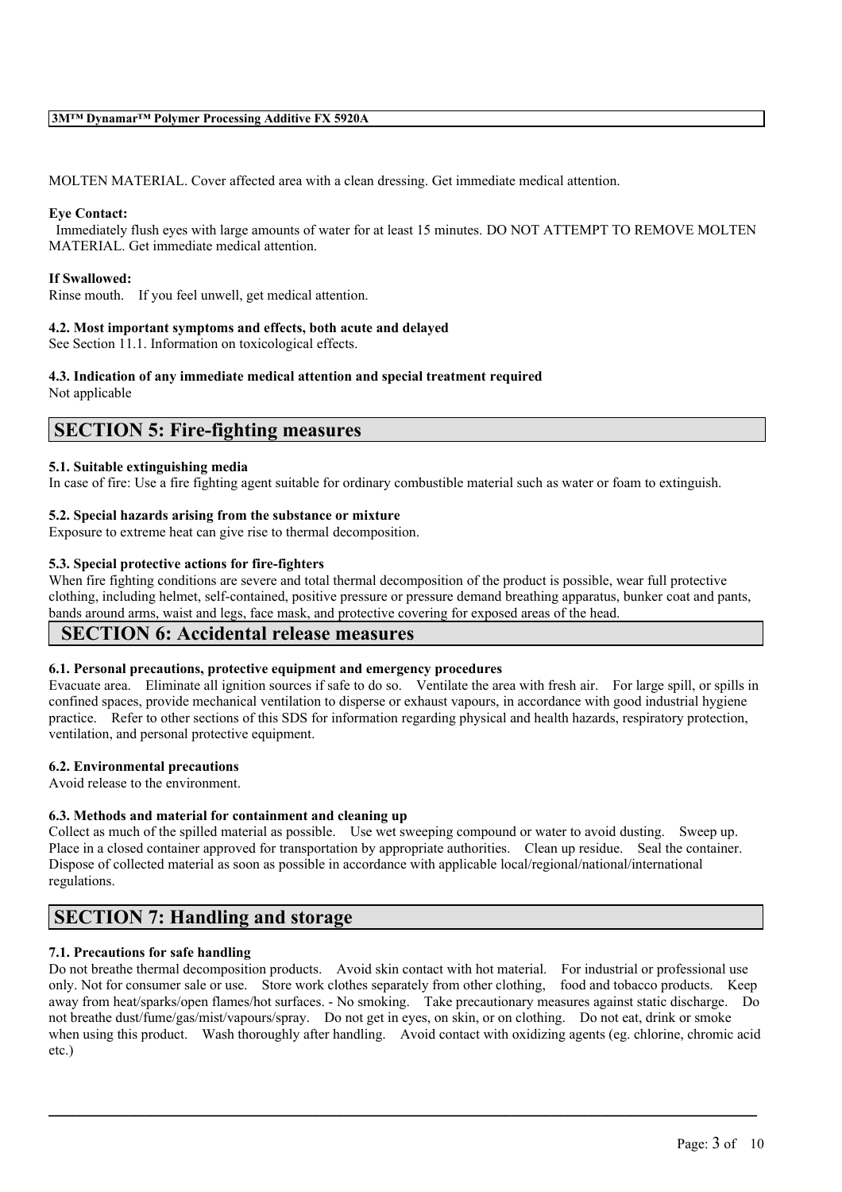MOLTEN MATERIAL. Cover affected area with a clean dressing. Get immediate medical attention.

**Eye Contact:**

Immediately flush eyes with large amounts of water for at least 15 minutes. DO NOT ATTEMPT TO REMOVE MOLTEN MATERIAL. Get immediate medical attention.

**If Swallowed:**

Rinse mouth. If you feel unwell, get medical attention.

### 4.2. Most important symptoms and effects, both acute and delayed

See Section 11.1. Information on toxicological effects.

### 4.3. Indication of any immediate medical attention and special treatment required

Not applicable

## SECTION 5: Fire-fighting measures

### 5.1. Suitable extinguishing media

In case of fire: Use a fire fighting agent suitable for ordinary combustible material such as water or foam to extinguish.

### 5.2. Special hazards arising from the substance or mixture

Exposure to extreme heat can give rise to thermal decomposition.

### 5.3. Special protective actions for fire-fighters

When fire fighting conditions are severe and total thermal decomposition of the product is possible, wear full protective clothing, including helmet, self-contained, positive pressure or pressure demand breathing apparatus, bunker coat and pants, bands around arms, waist and legs, face mask, and protective covering for exposed areas of the head.

## SECTION 6: Accidental release measures

### 6.1. Personal precautions, protective equipment and emergency procedures

Evacuate area. Eliminate all ignition sources if safe to do so. Ventilate the area with fresh air. For large spill, or spills in confined spaces, provide mechanical ventilation to disperse or exhaust vapours, in accordance with good industrial hygiene practice. Refer to other sections of this SDS for information regarding physical and health hazards, respiratory protection, ventilation, and personal protective equipment.

### 6.2. Environmental precautions

Avoid release to the environment.

### 6.3. Methods and material for containment and cleaning up

Collect as much of the spilled material as possible. Use wet sweeping compound or water to avoid dusting. Sweep up. Place in a closed container approved for transportation by appropriate authorities. Clean up residue. Seal the container. Dispose of collected material as soon as possible in accordance with applicable local/regional/national/international regulations.

## SECTION 7: Handling and storage

### 7.1. Precautions for safe handling

Do not breathe thermal decomposition products. Avoid skin contact with hot material. For industrial or professional use only. Not for consumer sale or use. Store work clothes separately from other clothing, food and tobacco products. Keep away from heat/sparks/open flames/hot surfaces. - No smoking. Take precautionary measures against static discharge. Do not breathe dust/fume/gas/mist/vapours/spray. Do not get in eyes, on skin, or on clothing. Do not eat, drink or smoke when using this product. Wash thoroughly after handling. Avoid contact with oxidizing agents (eg. chlorine, chromic acid etc.)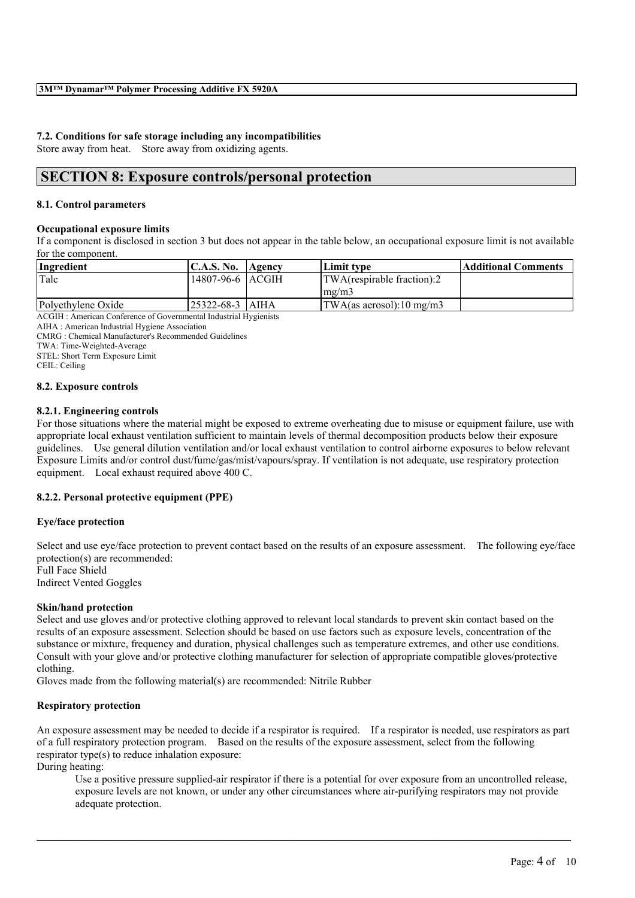### 7.2. Conditions for safe storage including any incompatibilities

Store away from heat. Store away from oxidizing agents.

## SECTION 8: Exposure controls/personal protection

### 8.1. Control parameters

**Occupational exposure limits**

If a component is disclosed in section 3 but does not appear in the table below, an occupational exposure limit is not available for the component.

| Ingredient | C.A.S. No. | Agency | Limit type | Additional Comments |
|---|---|---|---|---|
| Talc | 14807-96-6 | ACGIH | TWA(respirable fraction):2 mg/m3 | |
| Polyethylene Oxide | 25322-68-3 | AIHA | TWA(as aerosol):10 mg/m3 | |

ACGIH : American Conference of Governmental Industrial Hygienists
AIHA : American Industrial Hygiene Association
CMRG : Chemical Manufacturer's Recommended Guidelines
TWA: Time-Weighted-Average
STEL: Short Term Exposure Limit
CEIL: Ceiling

### 8.2. Exposure controls

#### 8.2.1. Engineering controls

For those situations where the material might be exposed to extreme overheating due to misuse or equipment failure, use with appropriate local exhaust ventilation sufficient to maintain levels of thermal decomposition products below their exposure guidelines. Use general dilution ventilation and/or local exhaust ventilation to control airborne exposures to below relevant Exposure Limits and/or control dust/fume/gas/mist/vapours/spray. If ventilation is not adequate, use respiratory protection equipment. Local exhaust required above 400 C.

#### 8.2.2. Personal protective equipment (PPE)

**Eye/face protection**

Select and use eye/face protection to prevent contact based on the results of an exposure assessment. The following eye/face protection(s) are recommended:
Full Face Shield
Indirect Vented Goggles

**Skin/hand protection**

Select and use gloves and/or protective clothing approved to relevant local standards to prevent skin contact based on the results of an exposure assessment. Selection should be based on use factors such as exposure levels, concentration of the substance or mixture, frequency and duration, physical challenges such as temperature extremes, and other use conditions. Consult with your glove and/or protective clothing manufacturer for selection of appropriate compatible gloves/protective clothing.
Gloves made from the following material(s) are recommended: Nitrile Rubber

**Respiratory protection**

An exposure assessment may be needed to decide if a respirator is required. If a respirator is needed, use respirators as part of a full respiratory protection program. Based on the results of the exposure assessment, select from the following respirator type(s) to reduce inhalation exposure:
During heating:

Use a positive pressure supplied-air respirator if there is a potential for over exposure from an uncontrolled release, exposure levels are not known, or under any other circumstances where air-purifying respirators may not provide adequate protection.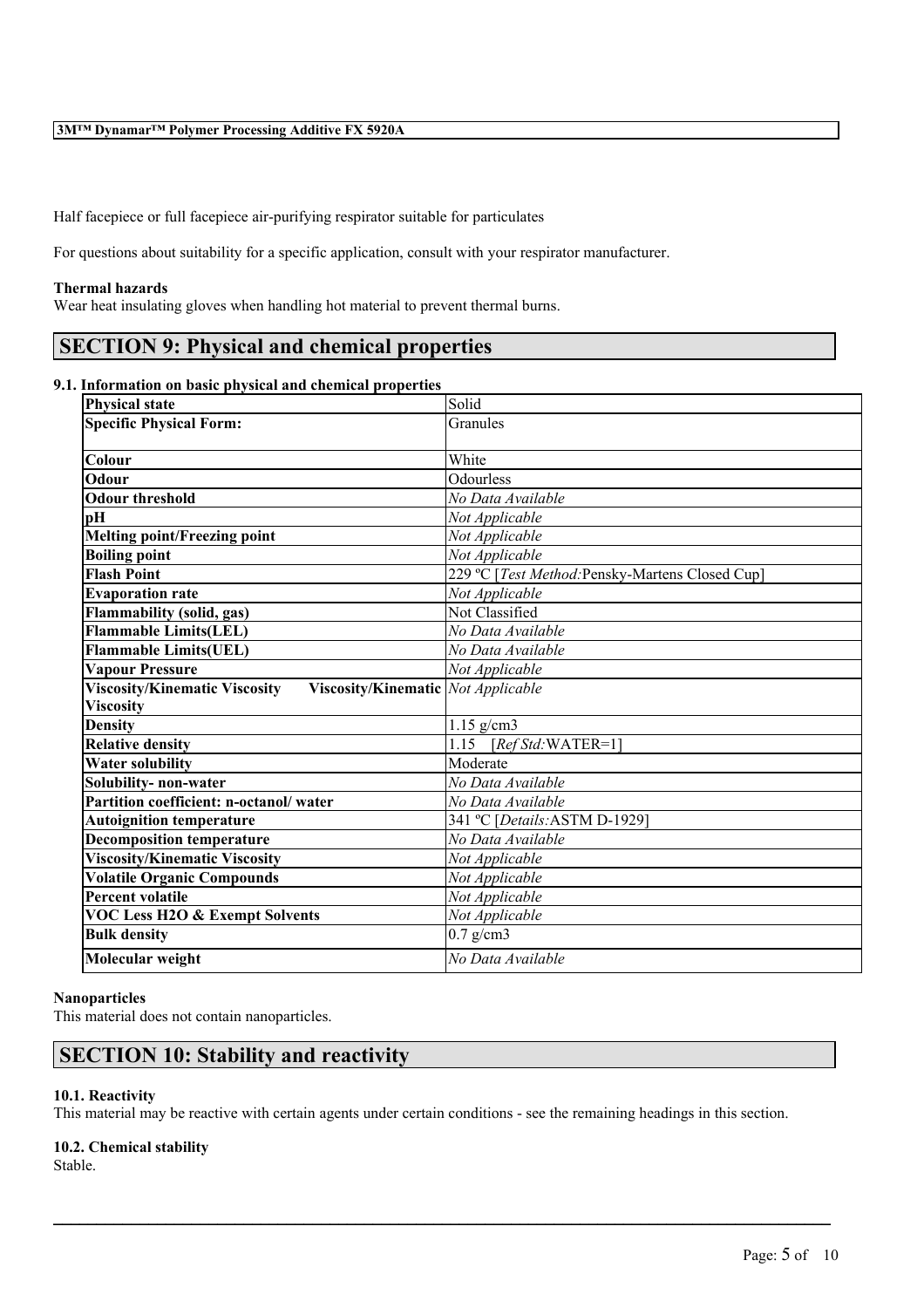Half facepiece or full facepiece air-purifying respirator suitable for particulates

For questions about suitability for a specific application, consult with your respirator manufacturer.

**Thermal hazards**
Wear heat insulating gloves when handling hot material to prevent thermal burns.

## SECTION 9: Physical and chemical properties

**9.1. Information on basic physical and chemical properties**

| Property | Value |
|---|---|
| **Physical state** | Solid |
| **Specific Physical Form:** | Granules |
| **Colour** | White |
| **Odour** | Odourless |
| **Odour threshold** | *No Data Available* |
| **pH** | *Not Applicable* |
| **Melting point/Freezing point** | *Not Applicable* |
| **Boiling point** | *Not Applicable* |
| **Flash Point** | 229 ºC [*Test Method:*Pensky-Martens Closed Cup] |
| **Evaporation rate** | *Not Applicable* |
| **Flammability (solid, gas)** | Not Classified |
| **Flammable Limits(LEL)** | *No Data Available* |
| **Flammable Limits(UEL)** | *No Data Available* |
| **Vapour Pressure** | *Not Applicable* |
| **Viscosity/Kinematic Viscosity Viscosity/Kinematic Viscosity** | *Not Applicable* |
| **Density** | 1.15 g/cm3 |
| **Relative density** | 1.15 [*Ref Std:*WATER=1] |
| **Water solubility** | Moderate |
| **Solubility- non-water** | *No Data Available* |
| **Partition coefficient: n-octanol/ water** | *No Data Available* |
| **Autoignition temperature** | 341 ºC [*Details:*ASTM D-1929] |
| **Decomposition temperature** | *No Data Available* |
| **Viscosity/Kinematic Viscosity** | *Not Applicable* |
| **Volatile Organic Compounds** | *Not Applicable* |
| **Percent volatile** | *Not Applicable* |
| **VOC Less H2O & Exempt Solvents** | *Not Applicable* |
| **Bulk density** | 0.7 g/cm3 |
| **Molecular weight** | *No Data Available* |

**Nanoparticles**
This material does not contain nanoparticles.

## SECTION 10: Stability and reactivity

**10.1. Reactivity**
This material may be reactive with certain agents under certain conditions - see the remaining headings in this section.

**10.2. Chemical stability**
Stable.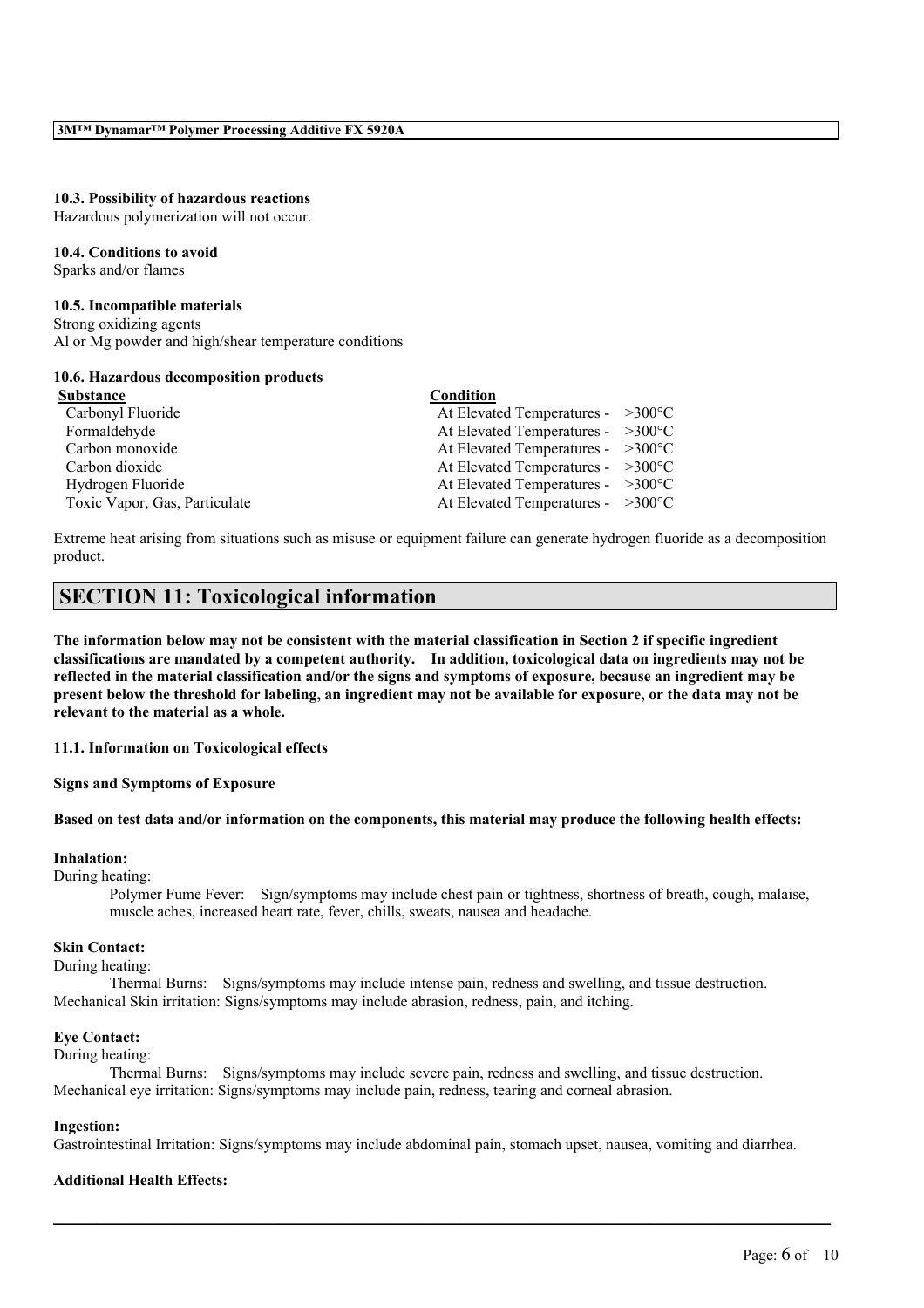#### 10.3. Possibility of hazardous reactions
Hazardous polymerization will not occur.

#### 10.4. Conditions to avoid
Sparks and/or flames

#### 10.5. Incompatible materials
Strong oxidizing agents
Al or Mg powder and high/shear temperature conditions

#### 10.6. Hazardous decomposition products

| Substance | Condition |
|---|---|
| Carbonyl Fluoride | At Elevated Temperatures - >300°C |
| Formaldehyde | At Elevated Temperatures - >300°C |
| Carbon monoxide | At Elevated Temperatures - >300°C |
| Carbon dioxide | At Elevated Temperatures - >300°C |
| Hydrogen Fluoride | At Elevated Temperatures - >300°C |
| Toxic Vapor, Gas, Particulate | At Elevated Temperatures - >300°C |

Extreme heat arising from situations such as misuse or equipment failure can generate hydrogen fluoride as a decomposition product.

## SECTION 11: Toxicological information

**The information below may not be consistent with the material classification in Section 2 if specific ingredient classifications are mandated by a competent authority. In addition, toxicological data on ingredients may not be reflected in the material classification and/or the signs and symptoms of exposure, because an ingredient may be present below the threshold for labeling, an ingredient may not be available for exposure, or the data may not be relevant to the material as a whole.**

#### 11.1. Information on Toxicological effects

**Signs and Symptoms of Exposure**

**Based on test data and/or information on the components, this material may produce the following health effects:**

**Inhalation:**
During heating:
Polymer Fume Fever: Sign/symptoms may include chest pain or tightness, shortness of breath, cough, malaise, muscle aches, increased heart rate, fever, chills, sweats, nausea and headache.

**Skin Contact:**
During heating:
Thermal Burns: Signs/symptoms may include intense pain, redness and swelling, and tissue destruction.
Mechanical Skin irritation: Signs/symptoms may include abrasion, redness, pain, and itching.

**Eye Contact:**
During heating:
Thermal Burns: Signs/symptoms may include severe pain, redness and swelling, and tissue destruction.
Mechanical eye irritation: Signs/symptoms may include pain, redness, tearing and corneal abrasion.

**Ingestion:**
Gastrointestinal Irritation: Signs/symptoms may include abdominal pain, stomach upset, nausea, vomiting and diarrhea.

**Additional Health Effects:**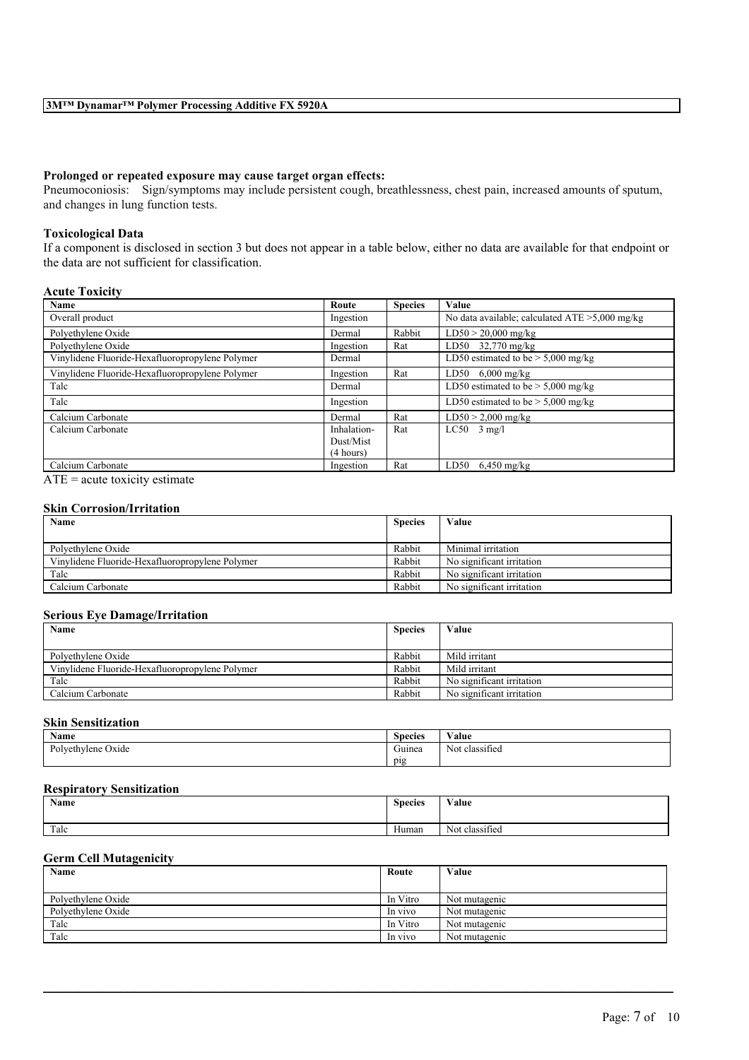**Prolonged or repeated exposure may cause target organ effects:**

Pneumoconiosis: Sign/symptoms may include persistent cough, breathlessness, chest pain, increased amounts of sputum, and changes in lung function tests.

### Toxicological Data

If a component is disclosed in section 3 but does not appear in a table below, either no data are available for that endpoint or the data are not sufficient for classification.

#### Acute Toxicity

| Name | Route | Species | Value |
| --- | --- | --- | --- |
| Overall product | Ingestion | | No data available; calculated ATE >5,000 mg/kg |
| Polyethylene Oxide | Dermal | Rabbit | LD50 > 20,000 mg/kg |
| Polyethylene Oxide | Ingestion | Rat | LD50 32,770 mg/kg |
| Vinylidene Fluoride-Hexafluoropropylene Polymer | Dermal | | LD50 estimated to be > 5,000 mg/kg |
| Vinylidene Fluoride-Hexafluoropropylene Polymer | Ingestion | Rat | LD50 6,000 mg/kg |
| Talc | Dermal | | LD50 estimated to be > 5,000 mg/kg |
| Talc | Ingestion | | LD50 estimated to be > 5,000 mg/kg |
| Calcium Carbonate | Dermal | Rat | LD50 > 2,000 mg/kg |
| Calcium Carbonate | Inhalation-Dust/Mist (4 hours) | Rat | LC50 3 mg/l |
| Calcium Carbonate | Ingestion | Rat | LD50 6,450 mg/kg |

ATE = acute toxicity estimate

#### Skin Corrosion/Irritation

| Name | Species | Value |
| --- | --- | --- |
| Polyethylene Oxide | Rabbit | Minimal irritation |
| Vinylidene Fluoride-Hexafluoropropylene Polymer | Rabbit | No significant irritation |
| Talc | Rabbit | No significant irritation |
| Calcium Carbonate | Rabbit | No significant irritation |

#### Serious Eye Damage/Irritation

| Name | Species | Value |
| --- | --- | --- |
| Polyethylene Oxide | Rabbit | Mild irritant |
| Vinylidene Fluoride-Hexafluoropropylene Polymer | Rabbit | Mild irritant |
| Talc | Rabbit | No significant irritation |
| Calcium Carbonate | Rabbit | No significant irritation |

#### Skin Sensitization

| Name | Species | Value |
| --- | --- | --- |
| Polyethylene Oxide | Guinea pig | Not classified |

#### Respiratory Sensitization

| Name | Species | Value |
| --- | --- | --- |
| Talc | Human | Not classified |

#### Germ Cell Mutagenicity

| Name | Route | Value |
| --- | --- | --- |
| Polyethylene Oxide | In Vitro | Not mutagenic |
| Polyethylene Oxide | In vivo | Not mutagenic |
| Talc | In Vitro | Not mutagenic |
| Talc | In vivo | Not mutagenic |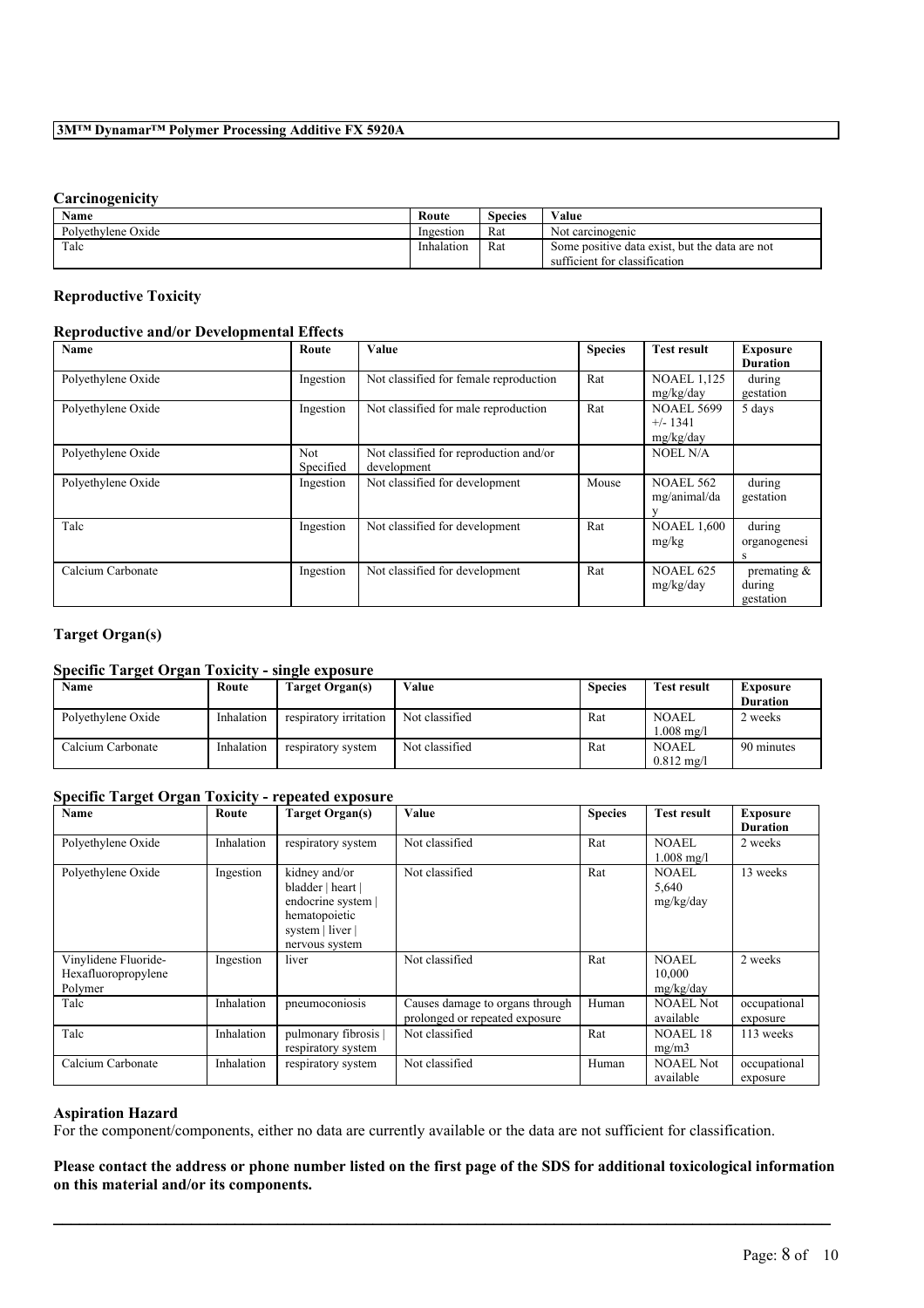### Carcinogenicity

| Name | Route | Species | Value |
|---|---|---|---|
| Polyethylene Oxide | Ingestion | Rat | Not carcinogenic |
| Talc | Inhalation | Rat | Some positive data exist, but the data are not sufficient for classification |

### Reproductive Toxicity

#### Reproductive and/or Developmental Effects

| Name | Route | Value | Species | Test result | Exposure Duration |
|---|---|---|---|---|---|
| Polyethylene Oxide | Ingestion | Not classified for female reproduction | Rat | NOAEL 1,125 mg/kg/day | during gestation |
| Polyethylene Oxide | Ingestion | Not classified for male reproduction | Rat | NOAEL 5699 +/- 1341 mg/kg/day | 5 days |
| Polyethylene Oxide | Not Specified | Not classified for reproduction and/or development | | NOEL N/A | |
| Polyethylene Oxide | Ingestion | Not classified for development | Mouse | NOAEL 562 mg/animal/day | during gestation |
| Talc | Ingestion | Not classified for development | Rat | NOAEL 1,600 mg/kg | during organogenesis |
| Calcium Carbonate | Ingestion | Not classified for development | Rat | NOAEL 625 mg/kg/day | premating & during gestation |

### Target Organ(s)

#### Specific Target Organ Toxicity - single exposure

| Name | Route | Target Organ(s) | Value | Species | Test result | Exposure Duration |
|---|---|---|---|---|---|---|
| Polyethylene Oxide | Inhalation | respiratory irritation | Not classified | Rat | NOAEL 1.008 mg/l | 2 weeks |
| Calcium Carbonate | Inhalation | respiratory system | Not classified | Rat | NOAEL 0.812 mg/l | 90 minutes |

#### Specific Target Organ Toxicity - repeated exposure

| Name | Route | Target Organ(s) | Value | Species | Test result | Exposure Duration |
|---|---|---|---|---|---|---|
| Polyethylene Oxide | Inhalation | respiratory system | Not classified | Rat | NOAEL 1.008 mg/l | 2 weeks |
| Polyethylene Oxide | Ingestion | kidney and/or bladder \| heart \| endocrine system \| hematopoietic system \| liver \| nervous system | Not classified | Rat | NOAEL 5,640 mg/kg/day | 13 weeks |
| Vinylidene Fluoride-Hexafluoropropylene Polymer | Ingestion | liver | Not classified | Rat | NOAEL 10,000 mg/kg/day | 2 weeks |
| Talc | Inhalation | pneumoconiosis | Causes damage to organs through prolonged or repeated exposure | Human | NOAEL Not available | occupational exposure |
| Talc | Inhalation | pulmonary fibrosis \| respiratory system | Not classified | Rat | NOAEL 18 mg/m3 | 113 weeks |
| Calcium Carbonate | Inhalation | respiratory system | Not classified | Human | NOAEL Not available | occupational exposure |

### Aspiration Hazard

For the component/components, either no data are currently available or the data are not sufficient for classification.

**Please contact the address or phone number listed on the first page of the SDS for additional toxicological information on this material and/or its components.**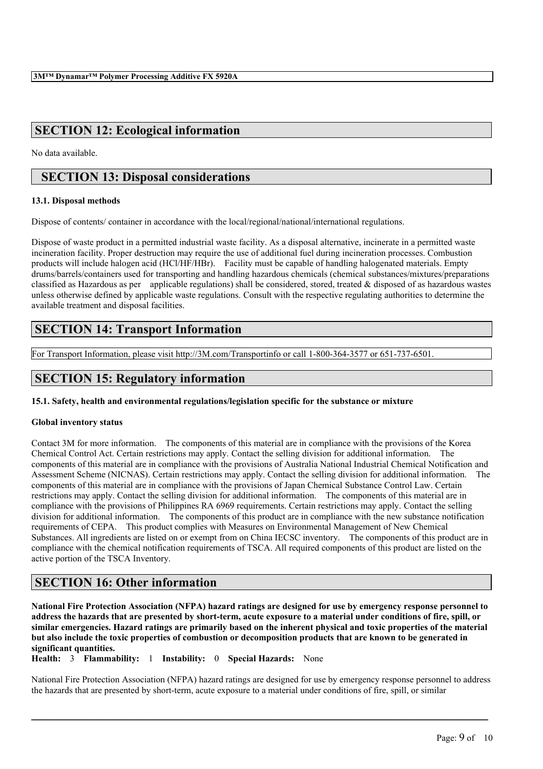## SECTION 12: Ecological information

No data available.

## SECTION 13: Disposal considerations

### 13.1. Disposal methods

Dispose of contents/ container in accordance with the local/regional/national/international regulations.

Dispose of waste product in a permitted industrial waste facility. As a disposal alternative, incinerate in a permitted waste incineration facility. Proper destruction may require the use of additional fuel during incineration processes. Combustion products will include halogen acid (HCl/HF/HBr). Facility must be capable of handling halogenated materials. Empty drums/barrels/containers used for transporting and handling hazardous chemicals (chemical substances/mixtures/preparations classified as Hazardous as per applicable regulations) shall be considered, stored, treated & disposed of as hazardous wastes unless otherwise defined by applicable waste regulations. Consult with the respective regulating authorities to determine the available treatment and disposal facilities.

## SECTION 14: Transport Information

For Transport Information, please visit http://3M.com/Transportinfo or call 1-800-364-3577 or 651-737-6501.

## SECTION 15: Regulatory information

### 15.1. Safety, health and environmental regulations/legislation specific for the substance or mixture

**Global inventory status**

Contact 3M for more information. The components of this material are in compliance with the provisions of the Korea Chemical Control Act. Certain restrictions may apply. Contact the selling division for additional information. The components of this material are in compliance with the provisions of Australia National Industrial Chemical Notification and Assessment Scheme (NICNAS). Certain restrictions may apply. Contact the selling division for additional information. The components of this material are in compliance with the provisions of Japan Chemical Substance Control Law. Certain restrictions may apply. Contact the selling division for additional information. The components of this material are in compliance with the provisions of Philippines RA 6969 requirements. Certain restrictions may apply. Contact the selling division for additional information. The components of this product are in compliance with the new substance notification requirements of CEPA. This product complies with Measures on Environmental Management of New Chemical Substances. All ingredients are listed on or exempt from on China IECSC inventory. The components of this product are in compliance with the chemical notification requirements of TSCA. All required components of this product are listed on the active portion of the TSCA Inventory.

## SECTION 16: Other information

**National Fire Protection Association (NFPA) hazard ratings are designed for use by emergency response personnel to address the hazards that are presented by short-term, acute exposure to a material under conditions of fire, spill, or similar emergencies. Hazard ratings are primarily based on the inherent physical and toxic properties of the material but also include the toxic properties of combustion or decomposition products that are known to be generated in significant quantities.**

**Health:** 3 **Flammability:** 1 **Instability:** 0 **Special Hazards:** None

National Fire Protection Association (NFPA) hazard ratings are designed for use by emergency response personnel to address the hazards that are presented by short-term, acute exposure to a material under conditions of fire, spill, or similar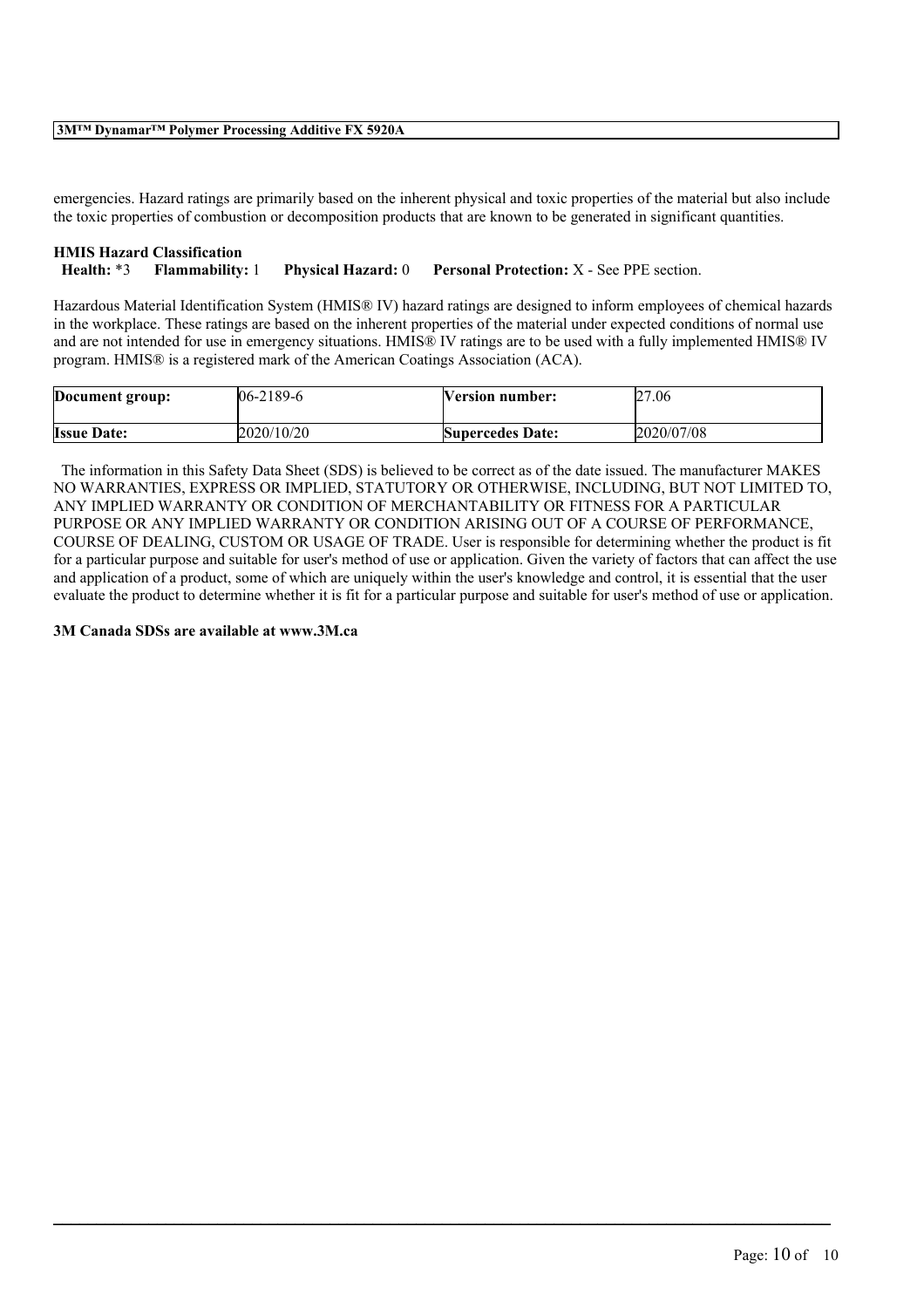emergencies. Hazard ratings are primarily based on the inherent physical and toxic properties of the material but also include the toxic properties of combustion or decomposition products that are known to be generated in significant quantities.

**HMIS Hazard Classification**
**Health:** *3 **Flammability:** 1 **Physical Hazard:** 0 **Personal Protection:** X - See PPE section.

Hazardous Material Identification System (HMIS® IV) hazard ratings are designed to inform employees of chemical hazards in the workplace. These ratings are based on the inherent properties of the material under expected conditions of normal use and are not intended for use in emergency situations. HMIS® IV ratings are to be used with a fully implemented HMIS® IV program. HMIS® is a registered mark of the American Coatings Association (ACA).

| | | | |
|---|---|---|---|
| **Document group:** | 06-2189-6 | **Version number:** | 27.06 |
| **Issue Date:** | 2020/10/20 | **Supercedes Date:** | 2020/07/08 |

The information in this Safety Data Sheet (SDS) is believed to be correct as of the date issued. The manufacturer MAKES NO WARRANTIES, EXPRESS OR IMPLIED, STATUTORY OR OTHERWISE, INCLUDING, BUT NOT LIMITED TO, ANY IMPLIED WARRANTY OR CONDITION OF MERCHANTABILITY OR FITNESS FOR A PARTICULAR PURPOSE OR ANY IMPLIED WARRANTY OR CONDITION ARISING OUT OF A COURSE OF PERFORMANCE, COURSE OF DEALING, CUSTOM OR USAGE OF TRADE. User is responsible for determining whether the product is fit for a particular purpose and suitable for user's method of use or application. Given the variety of factors that can affect the use and application of a product, some of which are uniquely within the user's knowledge and control, it is essential that the user evaluate the product to determine whether it is fit for a particular purpose and suitable for user's method of use or application.

**3M Canada SDSs are available at www.3M.ca**